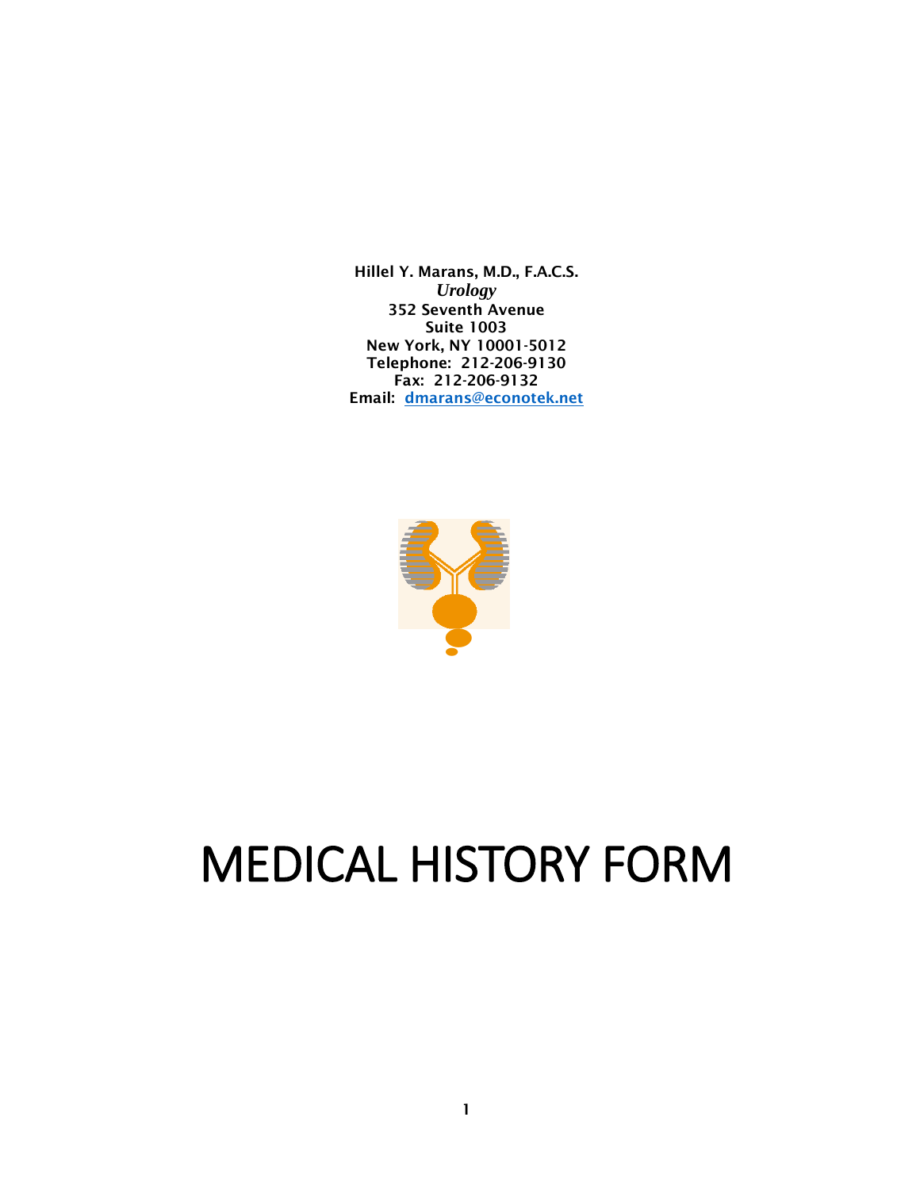**Hillel Y. Marans, M.D., F.A.C.S.**
***Urology***
**352 Seventh Avenue**
**Suite 1003**
**New York, NY 10001-5012**
**Telephone: 212-206-9130**
**Fax: 212-206-9132**
**Email: dmarans@econotek.net**

# MEDICAL HISTORY FORM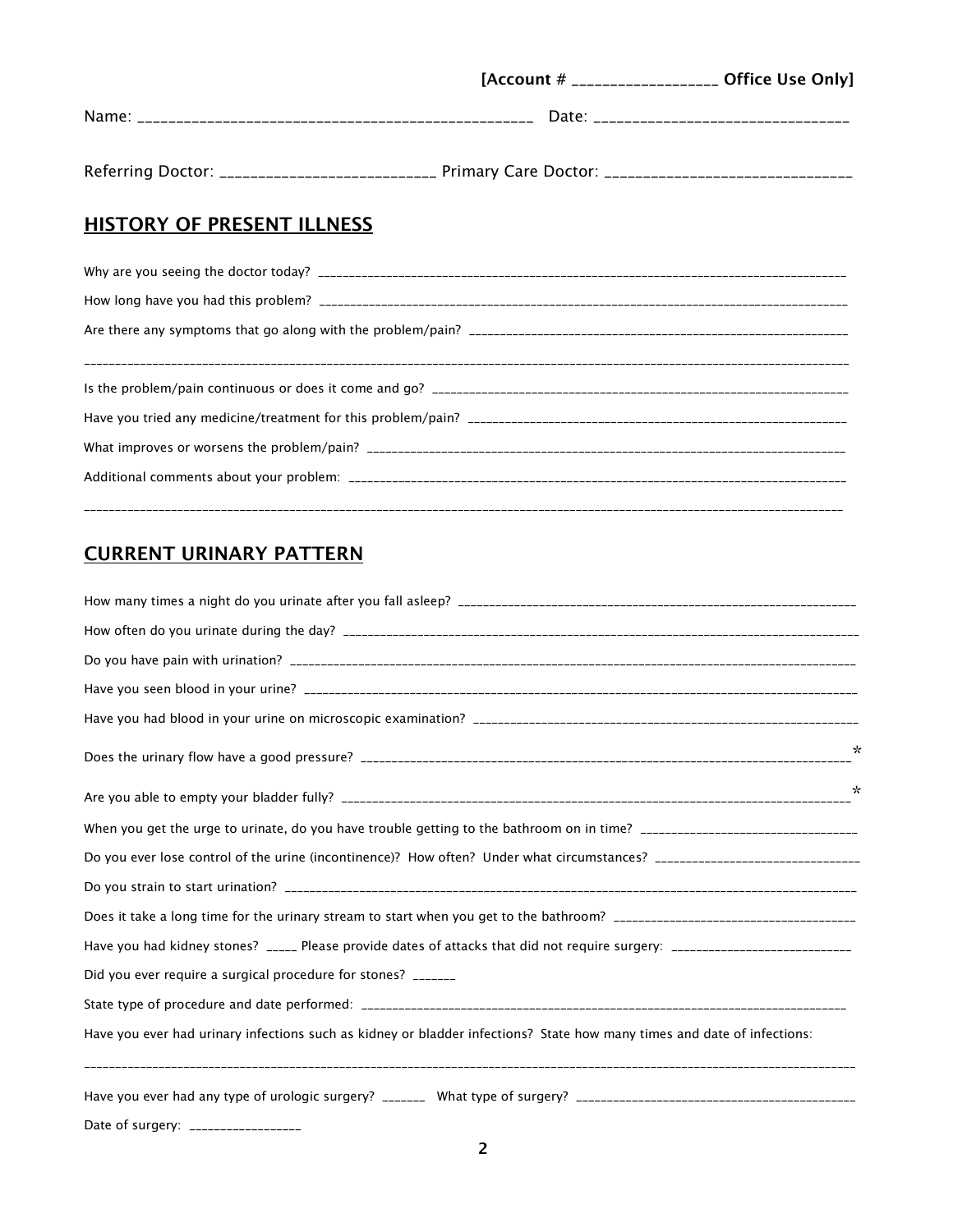[Account # ________________ Office Use Only]

Name: _______________________________________________ Date: ______________________________

Referring Doctor: __________________________ Primary Care Doctor: ______________________________

## HISTORY OF PRESENT ILLNESS

Why are you seeing the doctor today? ______________________________________________________________________________

How long have you had this problem? ______________________________________________________________________________

Are there any symptoms that go along with the problem/pain? _____________________________________________________

______________________________________________________________________________________________________________

Is the problem/pain continuous or does it come and go? _________________________________________________________

Have you tried any medicine/treatment for this problem/pain? ____________________________________________________

What improves or worsens the problem/pain? _________________________________________________________________

Additional comments about your problem: ___________________________________________________________________

______________________________________________________________________________________________________________

## CURRENT URINARY PATTERN

How many times a night do you urinate after you fall asleep? ______________________________________________________

How often do you urinate during the day? ____________________________________________________________________

Do you have pain with urination? ___________________________________________________________________________

Have you seen blood in your urine? _________________________________________________________________________

Have you had blood in your urine on microscopic examination? _____________________________________________________

Does the urinary flow have a good pressure? ______________________________________________________________*

Are you able to empty your bladder fully? _________________________________________________________________*

When you get the urge to urinate, do you have trouble getting to the bathroom on in time? _______________________________

Do you ever lose control of the urine (incontinence)? How often? Under what circumstances? ______________________________

Do you strain to start urination? ____________________________________________________________________________

Does it take a long time for the urinary stream to start when you get to the bathroom? __________________________________

Have you had kidney stones? _____ Please provide dates of attacks that did not require surgery: ___________________________

Did you ever require a surgical procedure for stones? ______

State type of procedure and date performed: _________________________________________________________________

Have you ever had urinary infections such as kidney or bladder infections? State how many times and date of infections:

______________________________________________________________________________________________________________

Have you ever had any type of urologic surgery? ______ What type of surgery? ___________________________________________

Date of surgery: ________________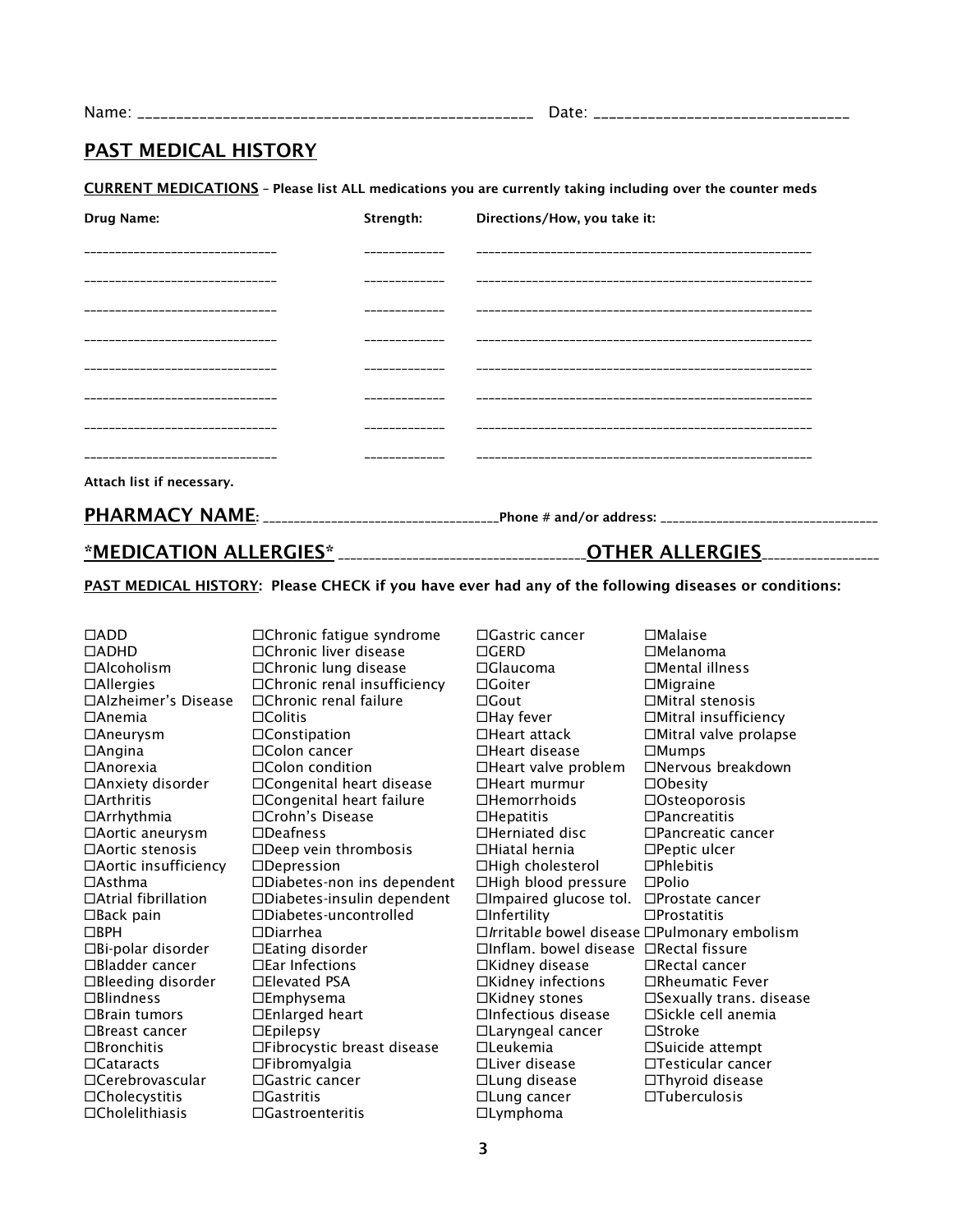Name: ________________________________________________ Date: ______________________________

## PAST MEDICAL HISTORY

**CURRENT MEDICATIONS** – **Please list ALL medications you are currently taking including over the counter meds**

| Drug Name: | Strength: | Directions/How, you take it: |
|---|---|---|
| ______________________________ | ____________ | ____________________________________________________ |
| ______________________________ | ____________ | ____________________________________________________ |
| ______________________________ | ____________ | ____________________________________________________ |
| ______________________________ | ____________ | ____________________________________________________ |
| ______________________________ | ____________ | ____________________________________________________ |
| ______________________________ | ____________ | ____________________________________________________ |
| ______________________________ | ____________ | ____________________________________________________ |
| ______________________________ | ____________ | ____________________________________________________ |

**Attach list if necessary.**

**PHARMACY NAME**: ____________________________________**Phone # and/or address:** ___________________________________

**\*MEDICATION ALLERGIES\*** ______________________________________**OTHER ALLERGIES**__________________

**PAST MEDICAL HISTORY**: **Please CHECK if you have ever had any of the following diseases or conditions:**

☐ADD
☐ADHD
☐Alcoholism
☐Allergies
☐Alzheimer's Disease
☐Anemia
☐Aneurysm
☐Angina
☐Anorexia
☐Anxiety disorder
☐Arthritis
☐Arrhythmia
☐Aortic aneurysm
☐Aortic stenosis
☐Aortic insufficiency
☐Asthma
☐Atrial fibrillation
☐Back pain
☐BPH
☐Bi-polar disorder
☐Bladder cancer
☐Bleeding disorder
☐Blindness
☐Brain tumors
☐Breast cancer
☐Bronchitis
☐Cataracts
☐Cerebrovascular
☐Cholecystitis
☐Cholelithiasis
☐Chronic fatigue syndrome
☐Chronic liver disease
☐Chronic lung disease
☐Chronic renal insufficiency
☐Chronic renal failure
☐Colitis
☐Constipation
☐Colon cancer
☐Colon condition
☐Congenital heart disease
☐Congenital heart failure
☐Crohn's Disease
☐Deafness
☐Deep vein thrombosis
☐Depression
☐Diabetes-non ins dependent
☐Diabetes-insulin dependent
☐Diabetes-uncontrolled
☐Diarrhea
☐Eating disorder
☐Ear Infections
☐Elevated PSA
☐Emphysema
☐Enlarged heart
☐Epilepsy
☐Fibrocystic breast disease
☐Fibromyalgia
☐Gastric cancer
☐Gastritis
☐Gastroenteritis
☐Gastric cancer
☐GERD
☐Glaucoma
☐Goiter
☐Gout
☐Hay fever
☐Heart attack
☐Heart disease
☐Heart valve problem
☐Heart murmur
☐Hemorrhoids
☐Hepatitis
☐Herniated disc
☐Hiatal hernia
☐High cholesterol
☐High blood pressure
☐Impaired glucose tol.
☐Infertility
☐Irritable bowel disease
☐Inflam. bowel disease
☐Kidney disease
☐Kidney infections
☐Kidney stones
☐Infectious disease
☐Laryngeal cancer
☐Leukemia
☐Liver disease
☐Lung disease
☐Lung cancer
☐Lymphoma
☐Malaise
☐Melanoma
☐Mental illness
☐Migraine
☐Mitral stenosis
☐Mitral insufficiency
☐Mitral valve prolapse
☐Mumps
☐Nervous breakdown
☐Obesity
☐Osteoporosis
☐Pancreatitis
☐Pancreatic cancer
☐Peptic ulcer
☐Phlebitis
☐Polio
☐Prostate cancer
☐Prostatitis
☐Pulmonary embolism
☐Rectal fissure
☐Rectal cancer
☐Rheumatic Fever
☐Sexually trans. disease
☐Sickle cell anemia
☐Stroke
☐Suicide attempt
☐Testicular cancer
☐Thyroid disease
☐Tuberculosis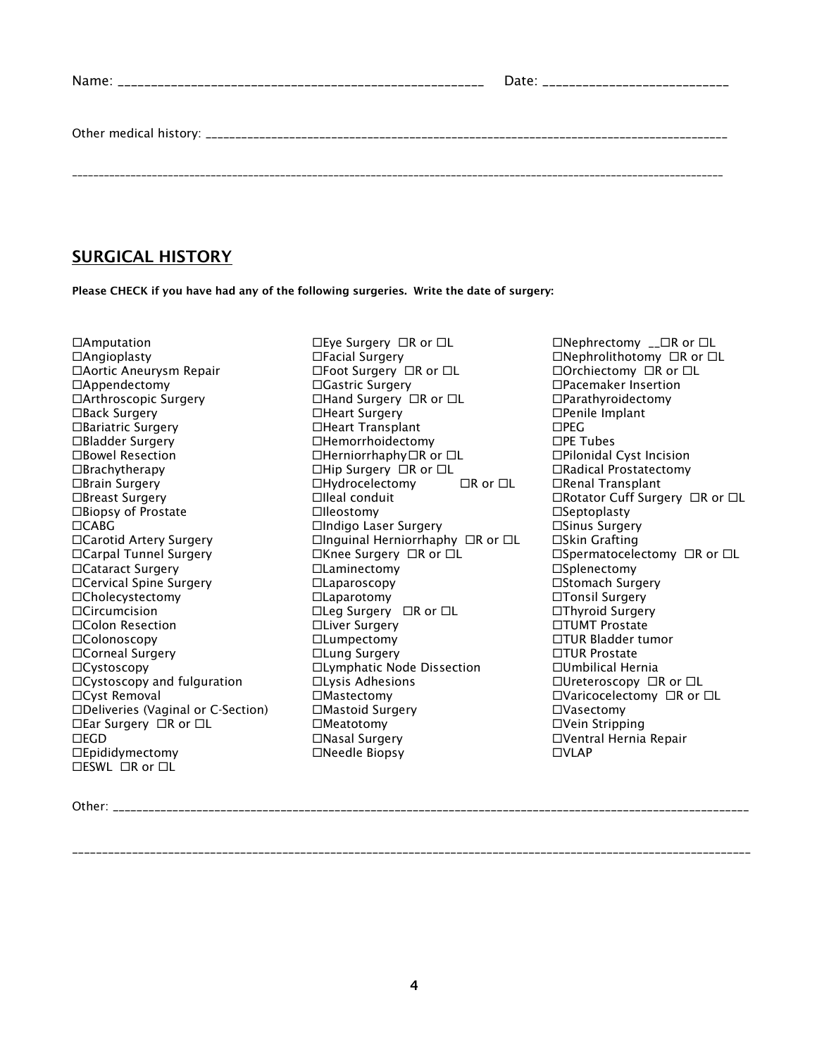Name: ______________________________________________________ Date: ___________________________

Other medical history: _______________________________________________________________________________________

_____________________________________________________________________________________________________________

## SURGICAL HISTORY

**Please CHECK if you have had any of the following surgeries. Write the date of surgery:**

☐Amputation
☐Angioplasty
☐Aortic Aneurysm Repair
☐Appendectomy
☐Arthroscopic Surgery
☐Back Surgery
☐Bariatric Surgery
☐Bladder Surgery
☐Bowel Resection
☐Brachytherapy
☐Brain Surgery
☐Breast Surgery
☐Biopsy of Prostate
☐CABG
☐Carotid Artery Surgery
☐Carpal Tunnel Surgery
☐Cataract Surgery
☐Cervical Spine Surgery
☐Cholecystectomy
☐Circumcision
☐Colon Resection
☐Colonoscopy
☐Corneal Surgery
☐Cystoscopy
☐Cystoscopy and fulguration
☐Cyst Removal
☐Deliveries (Vaginal or C-Section)
☐Ear Surgery ☐R or ☐L
☐EGD
☐Epididymectomy
☐ESWL ☐R or ☐L
☐Eye Surgery ☐R or ☐L
☐Facial Surgery
☐Foot Surgery ☐R or ☐L
☐Gastric Surgery
☐Hand Surgery ☐R or ☐L
☐Heart Surgery
☐Heart Transplant
☐Hemorrhoidectomy
☐Herniorrhaphy☐R or ☐L
☐Hip Surgery ☐R or ☐L
☐Hydrocelectomy ☐R or ☐L
☐Ileal conduit
☐Ileostomy
☐Indigo Laser Surgery
☐Inguinal Herniorrhaphy ☐R or ☐L
☐Knee Surgery ☐R or ☐L
☐Laminectomy
☐Laparoscopy
☐Laparotomy
☐Leg Surgery ☐R or ☐L
☐Liver Surgery
☐Lumpectomy
☐Lung Surgery
☐Lymphatic Node Dissection
☐Lysis Adhesions
☐Mastectomy
☐Mastoid Surgery
☐Meatotomy
☐Nasal Surgery
☐Needle Biopsy
☐Nephrectomy __☐R or ☐L
☐Nephrolithotomy ☐R or ☐L
☐Orchiectomy ☐R or ☐L
☐Pacemaker Insertion
☐Parathyroidectomy
☐Penile Implant
☐PEG
☐PE Tubes
☐Pilonidal Cyst Incision
☐Radical Prostatectomy
☐Renal Transplant
☐Rotator Cuff Surgery ☐R or ☐L
☐Septoplasty
☐Sinus Surgery
☐Skin Grafting
☐Spermatocelectomy ☐R or ☐L
☐Splenectomy
☐Stomach Surgery
☐Tonsil Surgery
☐Thyroid Surgery
☐TUMT Prostate
☐TUR Bladder tumor
☐TUR Prostate
☐Umbilical Hernia
☐Ureteroscopy ☐R or ☐L
☐Varicocelectomy ☐R or ☐L
☐Vasectomy
☐Vein Stripping
☐Ventral Hernia Repair
☐VLAP

Other: _______________________________________________________________________________________________________

_____________________________________________________________________________________________________________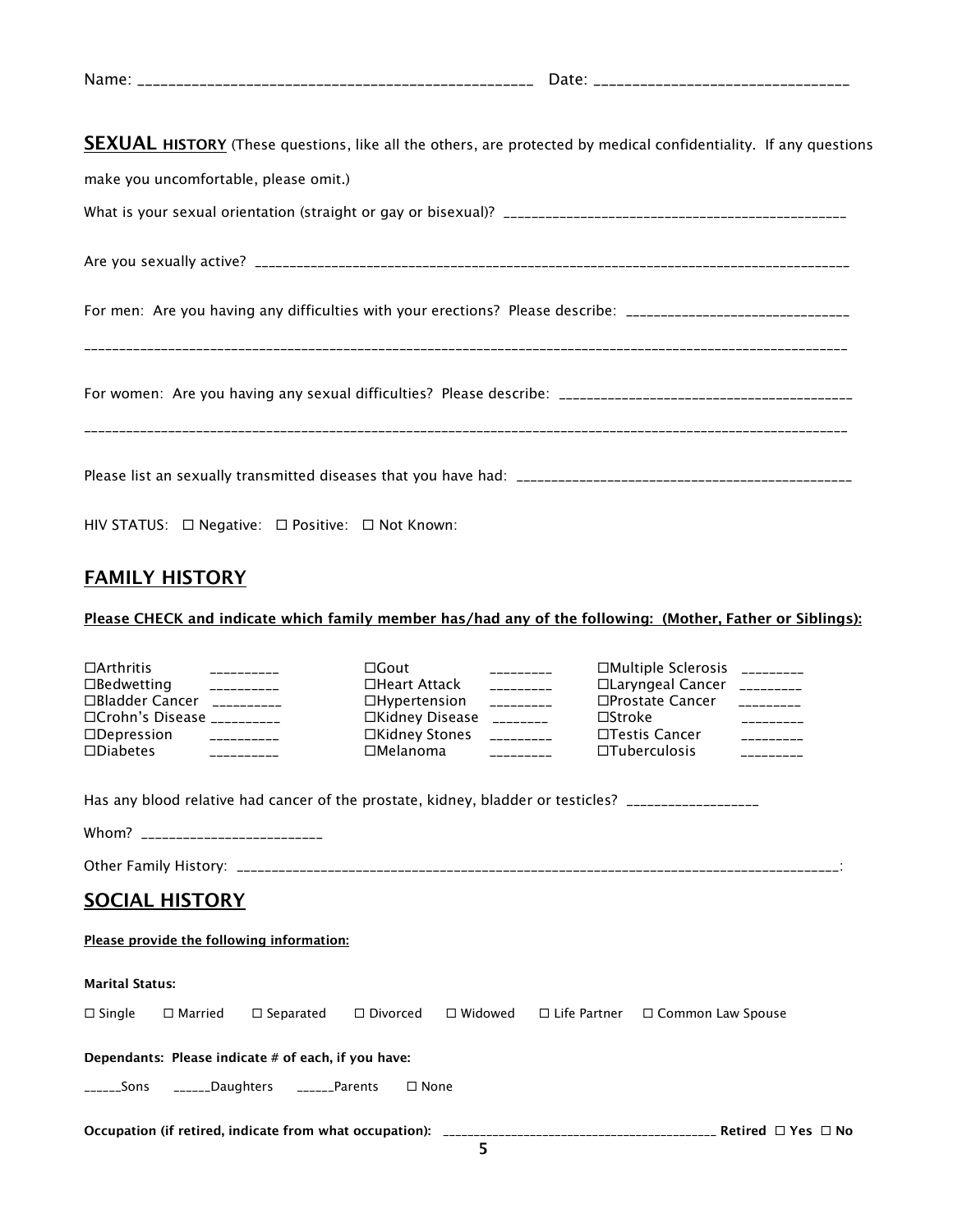Name: ___________________________________________________ Date: _________________________________

**SEXUAL HISTORY** (These questions, like all the others, are protected by medical confidentiality. If any questions make you uncomfortable, please omit.)

What is your sexual orientation (straight or gay or bisexual)? _________________________________________________

Are you sexually active? ____________________________________________________________________________________

For men: Are you having any difficulties with your erections? Please describe: _______________________________

_______________________________________________________________________________________________________________

For women: Are you having any sexual difficulties? Please describe: __________________________________________

_______________________________________________________________________________________________________________

Please list an sexually transmitted diseases that you have had: _______________________________________________

HIV STATUS: ☐ Negative: ☐ Positive: ☐ Not Known:

## FAMILY HISTORY

**Please CHECK and indicate which family member has/had any of the following: (Mother, Father or Siblings):**

| | | | | | |
|---|---|---|---|---|---|
| ☐Arthritis | __________ | ☐Gout | _________ | ☐Multiple Sclerosis | _________ |
| ☐Bedwetting | __________ | ☐Heart Attack | _________ | ☐Laryngeal Cancer | _________ |
| ☐Bladder Cancer | __________ | ☐Hypertension | _________ | ☐Prostate Cancer | _________ |
| ☐Crohn's Disease | __________ | ☐Kidney Disease | ________ | ☐Stroke | _________ |
| ☐Depression | __________ | ☐Kidney Stones | _________ | ☐Testis Cancer | _________ |
| ☐Diabetes | __________ | ☐Melanoma | _________ | ☐Tuberculosis | _________ |

Has any blood relative had cancer of the prostate, kidney, bladder or testicles? __________________

Whom? __________________________

Other Family History: _____________________________________________________________________________________:

## SOCIAL HISTORY

**Please provide the following information:**

**Marital Status:**

☐ Single ☐ Married ☐ Separated ☐ Divorced ☐ Widowed ☐ Life Partner ☐ Common Law Spouse

**Dependants: Please indicate # of each, if you have:**

______Sons ______Daughters ______Parents ☐ None

**Occupation (if retired, indicate from what occupation):** ___________________________________________ **Retired ☐ Yes ☐ No**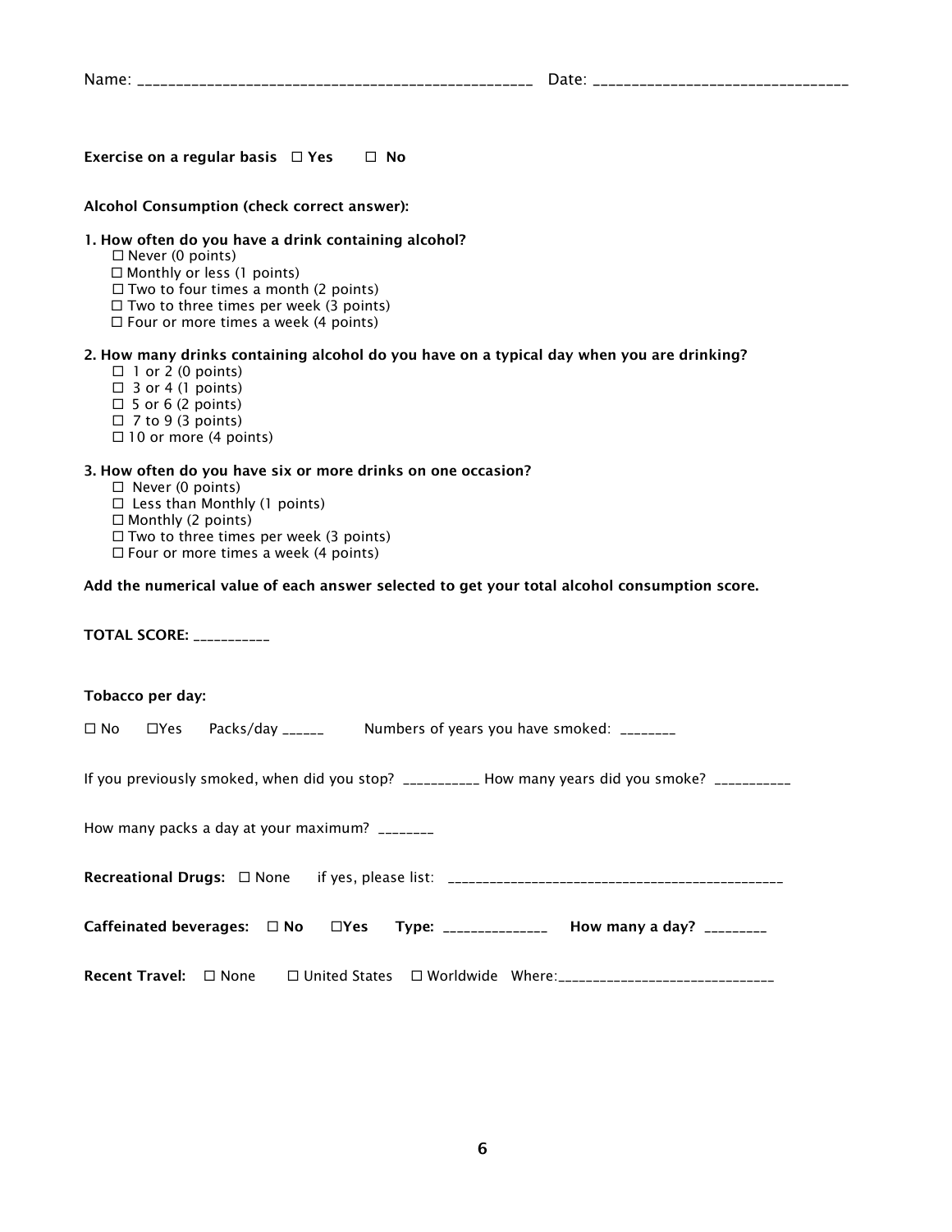Name: ___________________________________________________ Date: ________________________________

**Exercise on a regular basis** ☐ **Yes** ☐ **No**

**Alcohol Consumption (check correct answer):**

**1. How often do you have a drink containing alcohol?**

- ☐ Never (0 points)
- ☐ Monthly or less (1 points)
- ☐ Two to four times a month (2 points)
- ☐ Two to three times per week (3 points)
- ☐ Four or more times a week (4 points)

**2. How many drinks containing alcohol do you have on a typical day when you are drinking?**

- ☐ 1 or 2 (0 points)
- ☐ 3 or 4 (1 points)
- ☐ 5 or 6 (2 points)
- ☐ 7 to 9 (3 points)
- ☐ 10 or more (4 points)

**3. How often do you have six or more drinks on one occasion?**

- ☐ Never (0 points)
- ☐ Less than Monthly (1 points)
- ☐ Monthly (2 points)
- ☐ Two to three times per week (3 points)
- ☐ Four or more times a week (4 points)

**Add the numerical value of each answer selected to get your total alcohol consumption score.**

**TOTAL SCORE:** ___________

**Tobacco per day:**

☐ No ☐Yes Packs/day ______ Numbers of years you have smoked: ________

If you previously smoked, when did you stop? ___________ How many years did you smoke? ___________

How many packs a day at your maximum? ________

**Recreational Drugs:** ☐ None if yes, please list: _______________________________________________

**Caffeinated beverages:** ☐ **No** ☐**Yes** **Type:** _______________ **How many a day?** _________

**Recent Travel:** ☐ None ☐ United States ☐ Worldwide Where:______________________________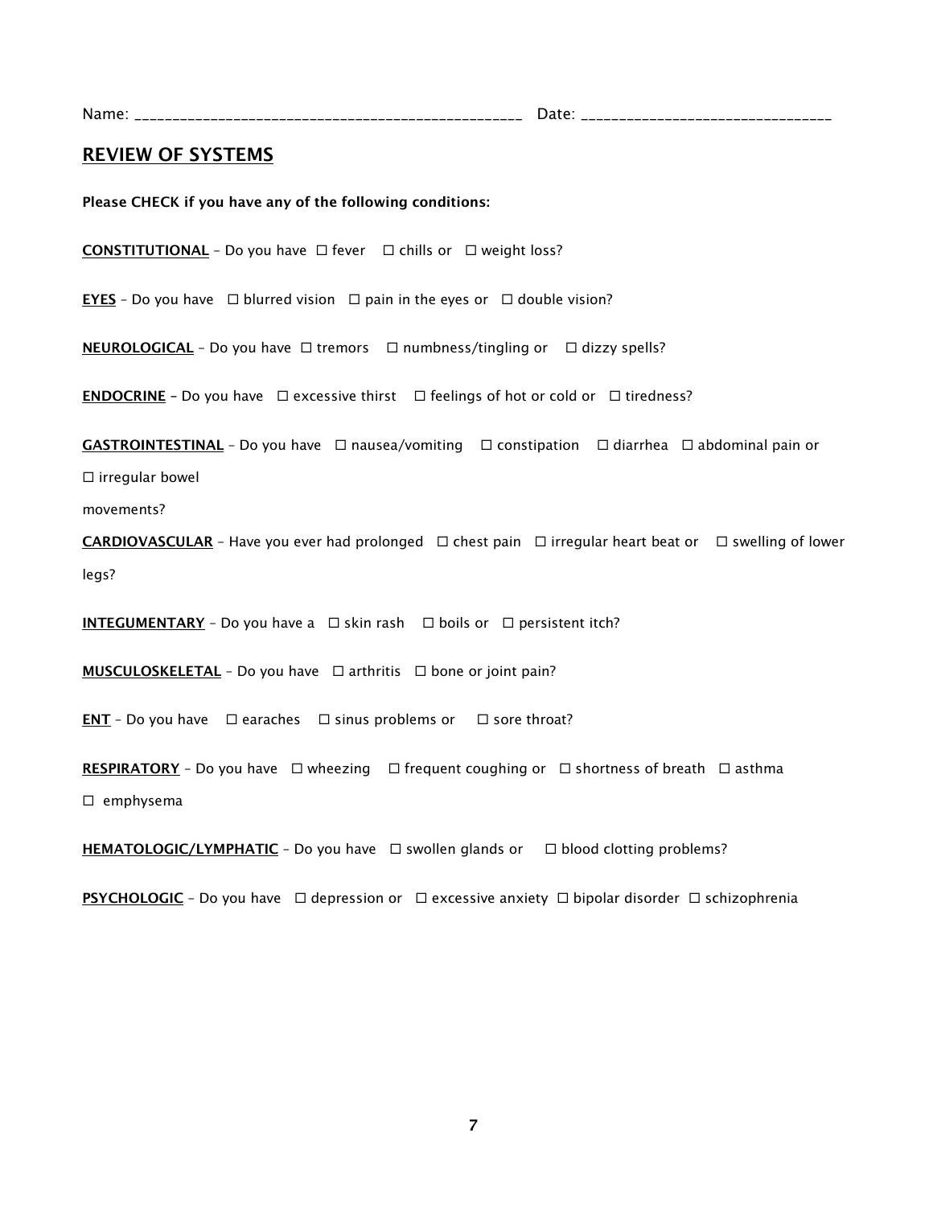Name: ___________________________________________________  Date: _________________________________

## REVIEW OF SYSTEMS

**Please CHECK if you have any of the following conditions:**

**CONSTITUTIONAL** – Do you have ☐ fever ☐ chills or ☐ weight loss?

**EYES** – Do you have ☐ blurred vision ☐ pain in the eyes or ☐ double vision?

**NEUROLOGICAL** – Do you have ☐ tremors ☐ numbness/tingling or ☐ dizzy spells?

**ENDOCRINE** – Do you have ☐ excessive thirst ☐ feelings of hot or cold or ☐ tiredness?

**GASTROINTESTINAL** – Do you have ☐ nausea/vomiting ☐ constipation ☐ diarrhea ☐ abdominal pain or ☐ irregular bowel movements?

**CARDIOVASCULAR** – Have you ever had prolonged ☐ chest pain ☐ irregular heart beat or ☐ swelling of lower legs?

**INTEGUMENTARY** – Do you have a ☐ skin rash ☐ boils or ☐ persistent itch?

**MUSCULOSKELETAL** – Do you have ☐ arthritis ☐ bone or joint pain?

**ENT** – Do you have ☐ earaches ☐ sinus problems or ☐ sore throat?

**RESPIRATORY** – Do you have ☐ wheezing ☐ frequent coughing or ☐ shortness of breath ☐ asthma ☐ emphysema

**HEMATOLOGIC/LYMPHATIC** – Do you have ☐ swollen glands or ☐ blood clotting problems?

**PSYCHOLOGIC** – Do you have ☐ depression or ☐ excessive anxiety ☐ bipolar disorder ☐ schizophrenia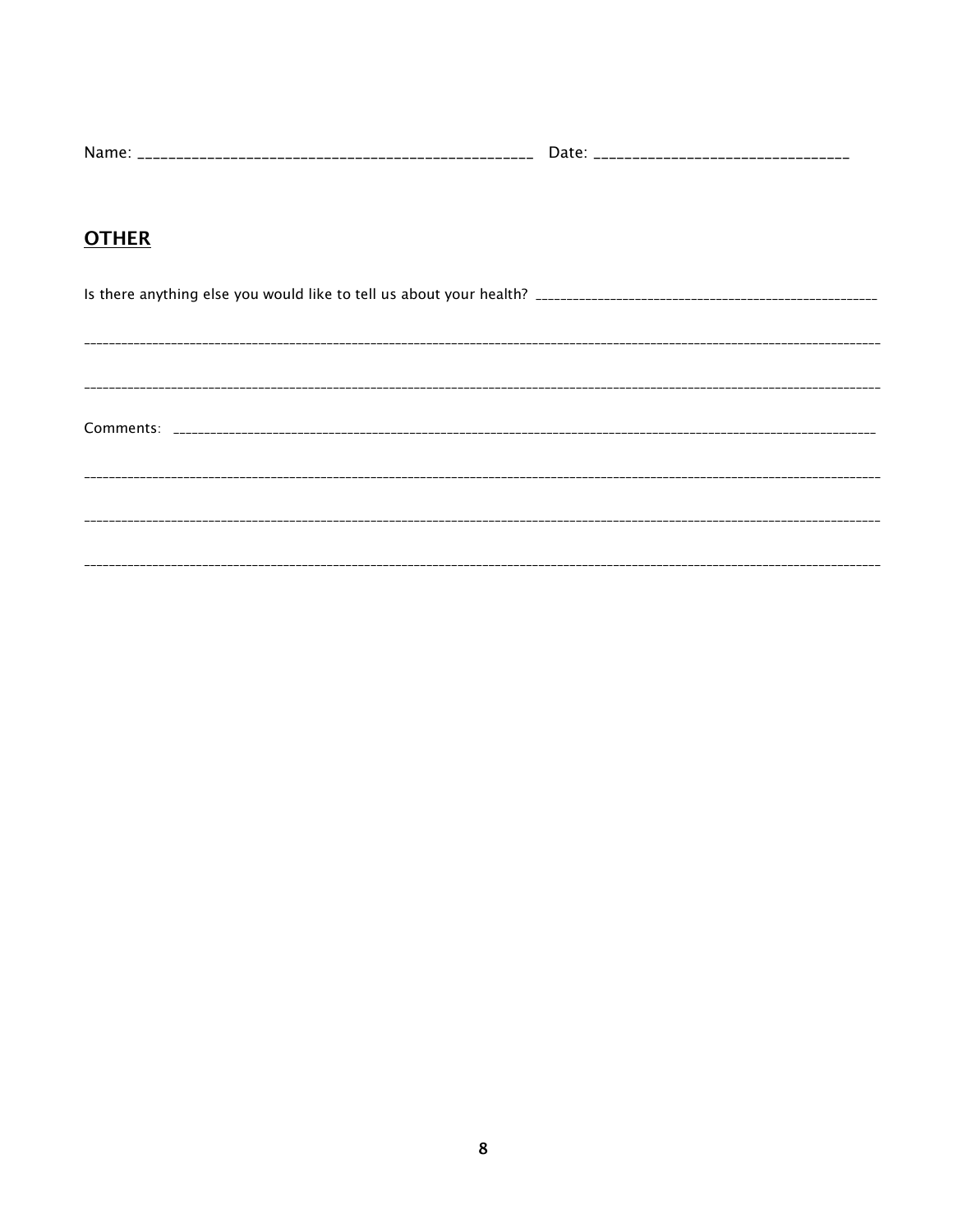Name: ______________________________________________ Date: ______________________________

## OTHER

Is there anything else you would like to tell us about your health? ______________________________________________

______________________________________________________________________________________________

______________________________________________________________________________________________

Comments: ______________________________________________________________________________________

______________________________________________________________________________________________

______________________________________________________________________________________________

______________________________________________________________________________________________